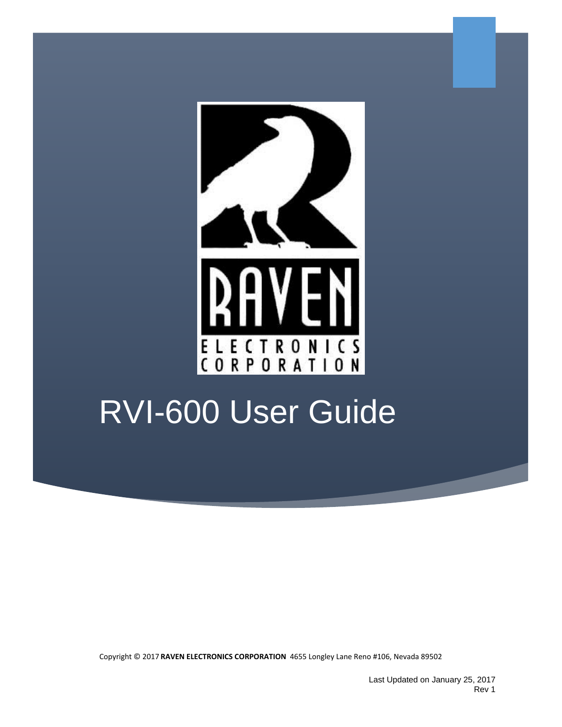# RVI-600 User Guide

Copyright © 2017 **RAVEN ELECTRONICS CORPORATION** 4655 Longley Lane Reno #106, Nevada 89502

Last Updated on January 25, 2017
Rev 1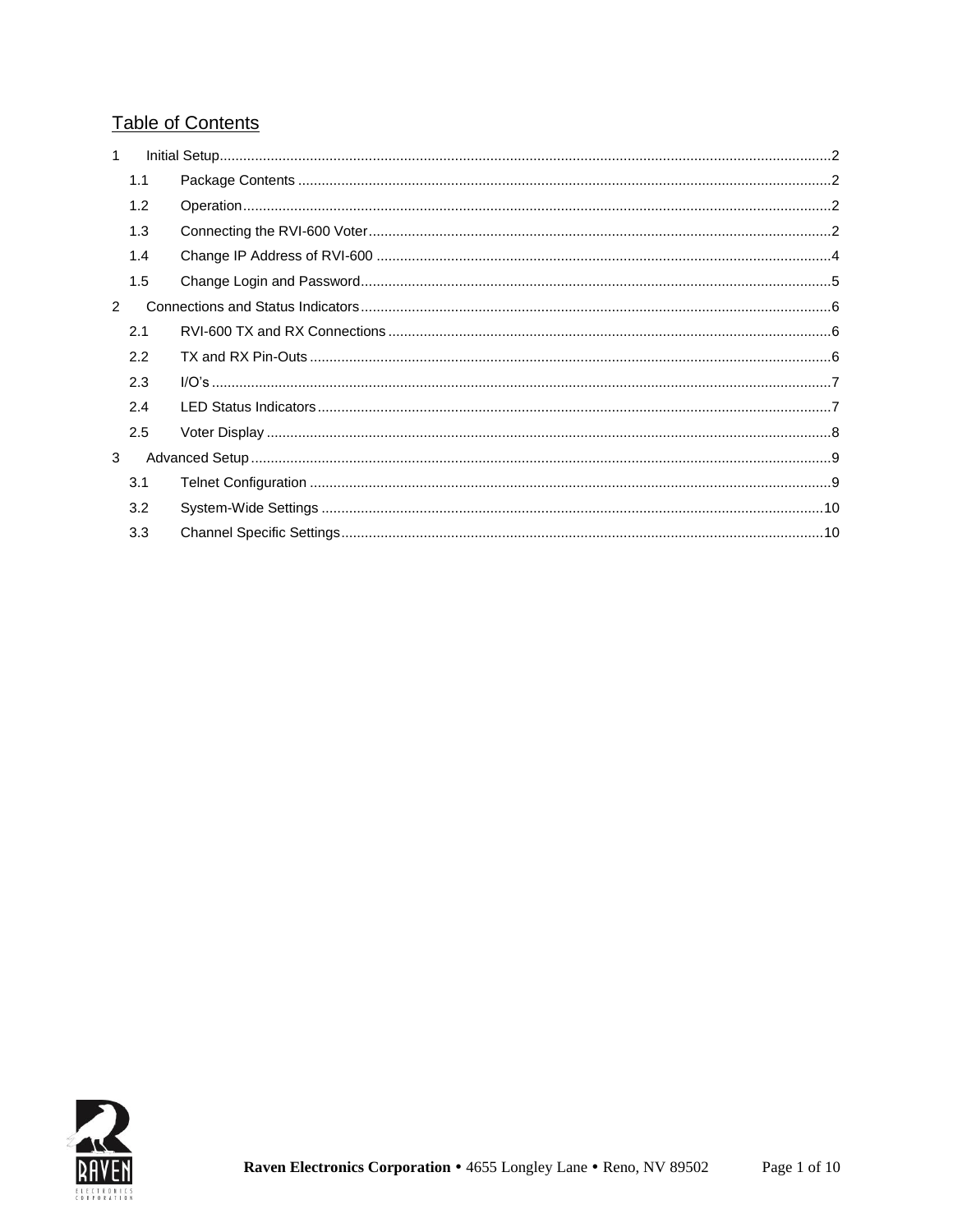## Table of Contents

1 Initial Setup....................................................................................2
  1.1 Package Contents ........................................................................2
  1.2 Operation....................................................................................2
  1.3 Connecting the RVI-600 Voter......................................................2
  1.4 Change IP Address of RVI-600 ....................................................4
  1.5 Change Login and Password........................................................5
2 Connections and Status Indicators.....................................................6
  2.1 RVI-600 TX and RX Connections ..................................................6
  2.2 TX and RX Pin-Outs ....................................................................6
  2.3 I/O's ............................................................................................7
  2.4 LED Status Indicators..................................................................7
  2.5 Voter Display ...............................................................................8
3 Advanced Setup.................................................................................9
  3.1 Telnet Configuration ....................................................................9
  3.2 System-Wide Settings ................................................................10
  3.3 Channel Specific Settings............................................................10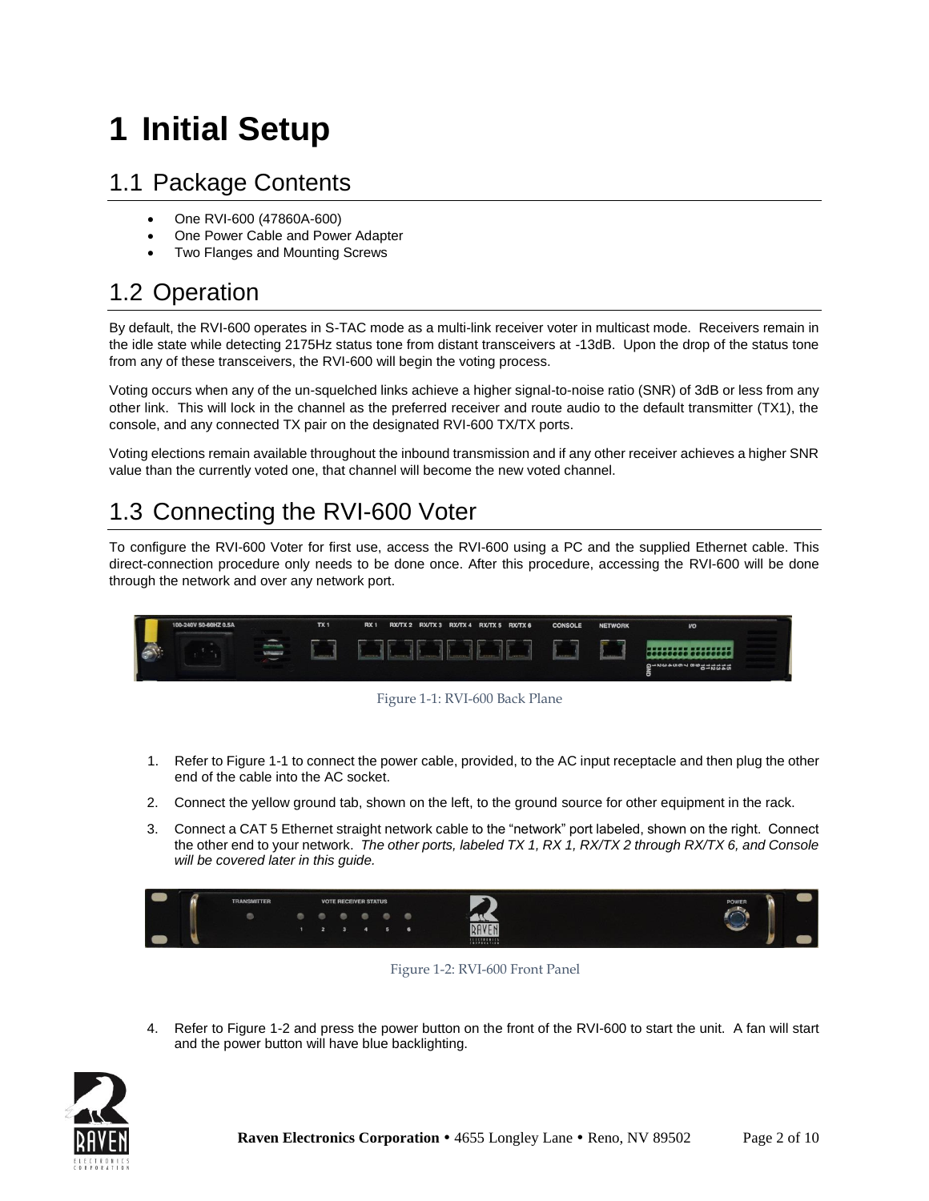# 1 Initial Setup

## 1.1 Package Contents

- One RVI-600 (47860A-600)
- One Power Cable and Power Adapter
- Two Flanges and Mounting Screws

## 1.2 Operation

By default, the RVI-600 operates in S-TAC mode as a multi-link receiver voter in multicast mode. Receivers remain in the idle state while detecting 2175Hz status tone from distant transceivers at -13dB. Upon the drop of the status tone from any of these transceivers, the RVI-600 will begin the voting process.

Voting occurs when any of the un-squelched links achieve a higher signal-to-noise ratio (SNR) of 3dB or less from any other link. This will lock in the channel as the preferred receiver and route audio to the default transmitter (TX1), the console, and any connected TX pair on the designated RVI-600 TX/TX ports.

Voting elections remain available throughout the inbound transmission and if any other receiver achieves a higher SNR value than the currently voted one, that channel will become the new voted channel.

## 1.3 Connecting the RVI-600 Voter

To configure the RVI-600 Voter for first use, access the RVI-600 using a PC and the supplied Ethernet cable. This direct-connection procedure only needs to be done once. After this procedure, accessing the RVI-600 will be done through the network and over any network port.

Figure 1-1: RVI-600 Back Plane

1. Refer to Figure 1-1 to connect the power cable, provided, to the AC input receptacle and then plug the other end of the cable into the AC socket.
2. Connect the yellow ground tab, shown on the left, to the ground source for other equipment in the rack.
3. Connect a CAT 5 Ethernet straight network cable to the "network" port labeled, shown on the right. Connect the other end to your network. *The other ports, labeled TX 1, RX 1, RX/TX 2 through RX/TX 6, and Console will be covered later in this guide.*

Figure 1-2: RVI-600 Front Panel

4. Refer to Figure 1-2 and press the power button on the front of the RVI-600 to start the unit. A fan will start and the power button will have blue backlighting.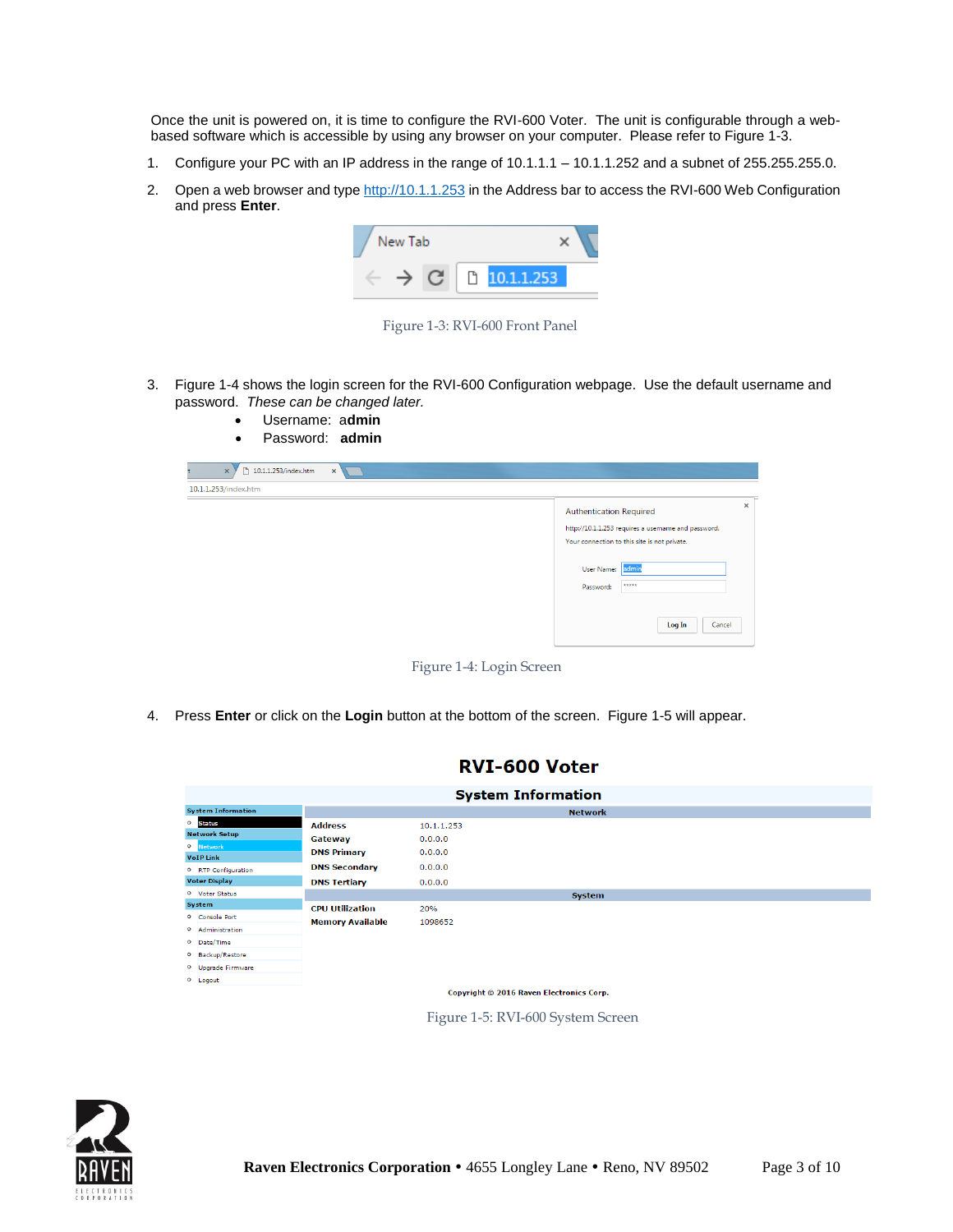Once the unit is powered on, it is time to configure the RVI-600 Voter. The unit is configurable through a web-based software which is accessible by using any browser on your computer. Please refer to Figure 1-3.

1. Configure your PC with an IP address in the range of 10.1.1.1 – 10.1.1.252 and a subnet of 255.255.255.0.
2. Open a web browser and type http://10.1.1.253 in the Address bar to access the RVI-600 Web Configuration and press **Enter**.

Figure 1-3: RVI-600 Front Panel

3. Figure 1-4 shows the login screen for the RVI-600 Configuration webpage. Use the default username and password. *These can be changed later.*
   - Username: **admin**
   - Password: **admin**

Figure 1-4: Login Screen

4. Press **Enter** or click on the **Login** button at the bottom of the screen. Figure 1-5 will appear.

Figure 1-5: RVI-600 System Screen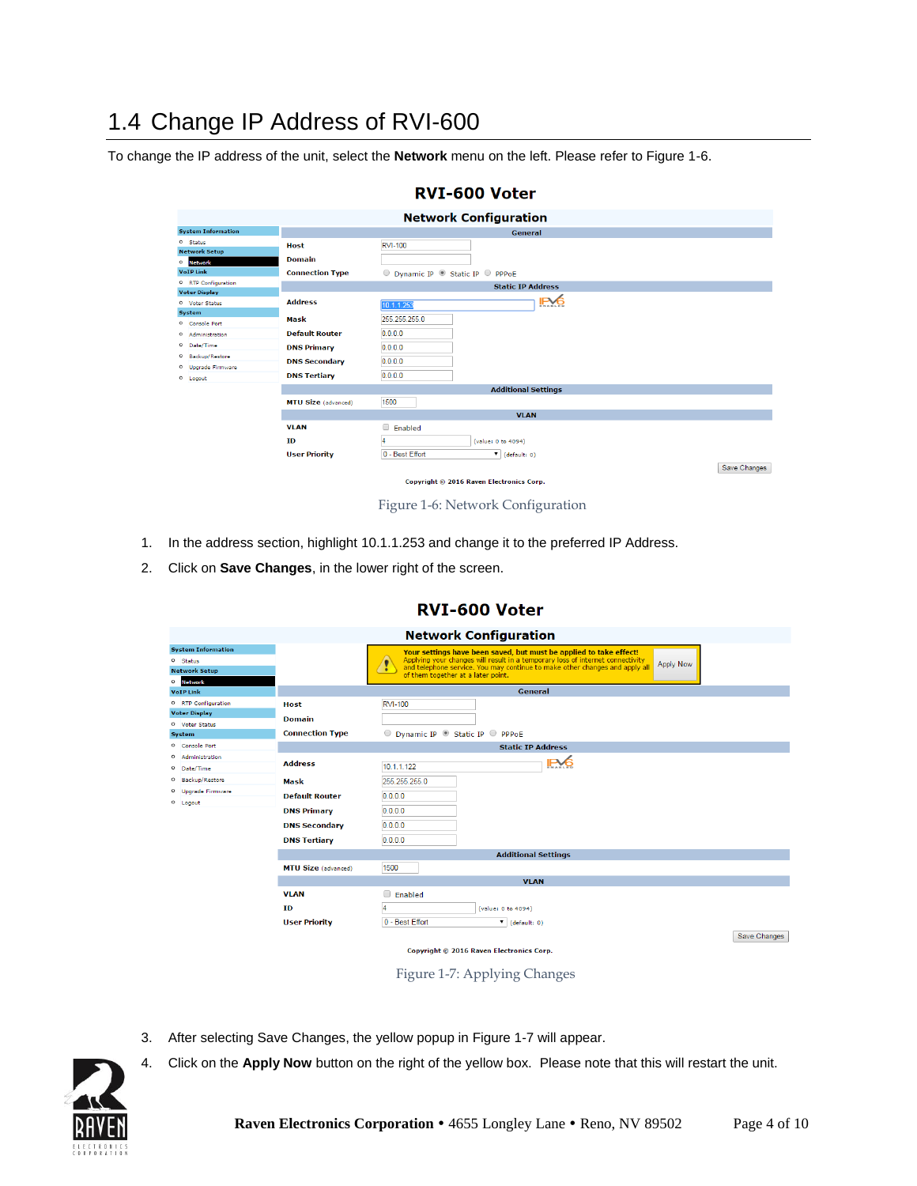## 1.4 Change IP Address of RVI-600

To change the IP address of the unit, select the **Network** menu on the left. Please refer to Figure 1-6.

Figure 1-6: Network Configuration

1. In the address section, highlight 10.1.1.253 and change it to the preferred IP Address.
2. Click on **Save Changes**, in the lower right of the screen.

Figure 1-7: Applying Changes

3. After selecting Save Changes, the yellow popup in Figure 1-7 will appear.
4. Click on the **Apply Now** button on the right of the yellow box. Please note that this will restart the unit.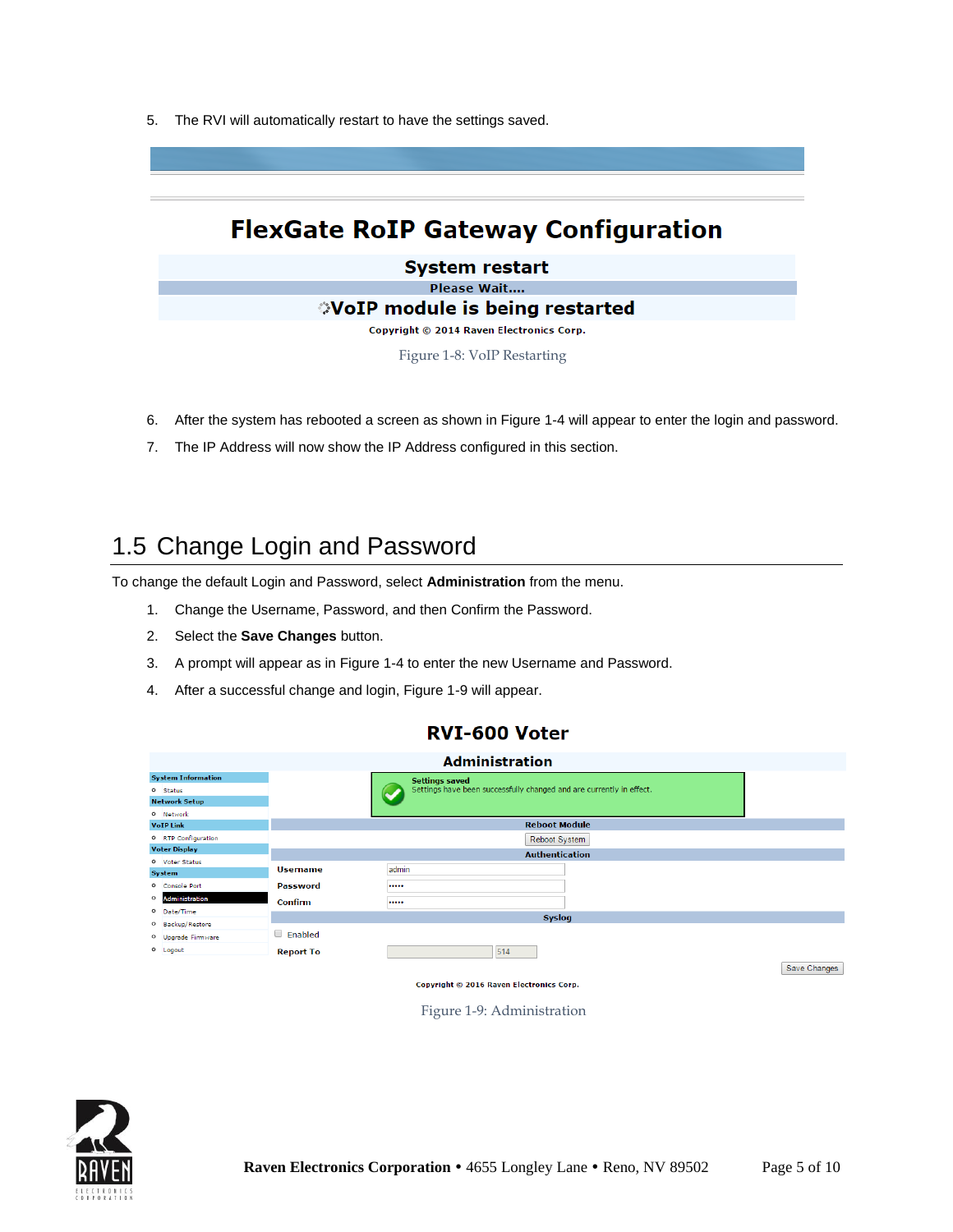5. The RVI will automatically restart to have the settings saved.

**FlexGate RoIP Gateway Configuration**

**System restart**

**Please Wait....**

**VoIP module is being restarted**

**Copyright © 2014 Raven Electronics Corp.**

Figure 1-8: VoIP Restarting

6. After the system has rebooted a screen as shown in Figure 1-4 will appear to enter the login and password.
7. The IP Address will now show the IP Address configured in this section.

## 1.5 Change Login and Password

To change the default Login and Password, select **Administration** from the menu.

1. Change the Username, Password, and then Confirm the Password.
2. Select the **Save Changes** button.
3. A prompt will appear as in Figure 1-4 to enter the new Username and Password.
4. After a successful change and login, Figure 1-9 will appear.

**RVI-600 Voter**

**Administration**

- **System Information**
  - Status
- **Network Setup**
  - Network
- **VoIP Link**
  - RTP Configuration
- **Voter Display**
  - Voter Status
- **System**
  - Console Port
  - Administration
  - Date/Time
  - Backup/Restore
  - Upgrade Firmware
  - Logout

**Settings saved**
Settings have been successfully changed and are currently in effect.

**Reboot Module**

Reboot System

**Authentication**

| | |
|---|---|
| **Username** | admin |
| **Password** | ••••• |
| **Confirm** | ••••• |

**Syslog**

Enabled

**Report To** 514

Save Changes

**Copyright © 2016 Raven Electronics Corp.**

Figure 1-9: Administration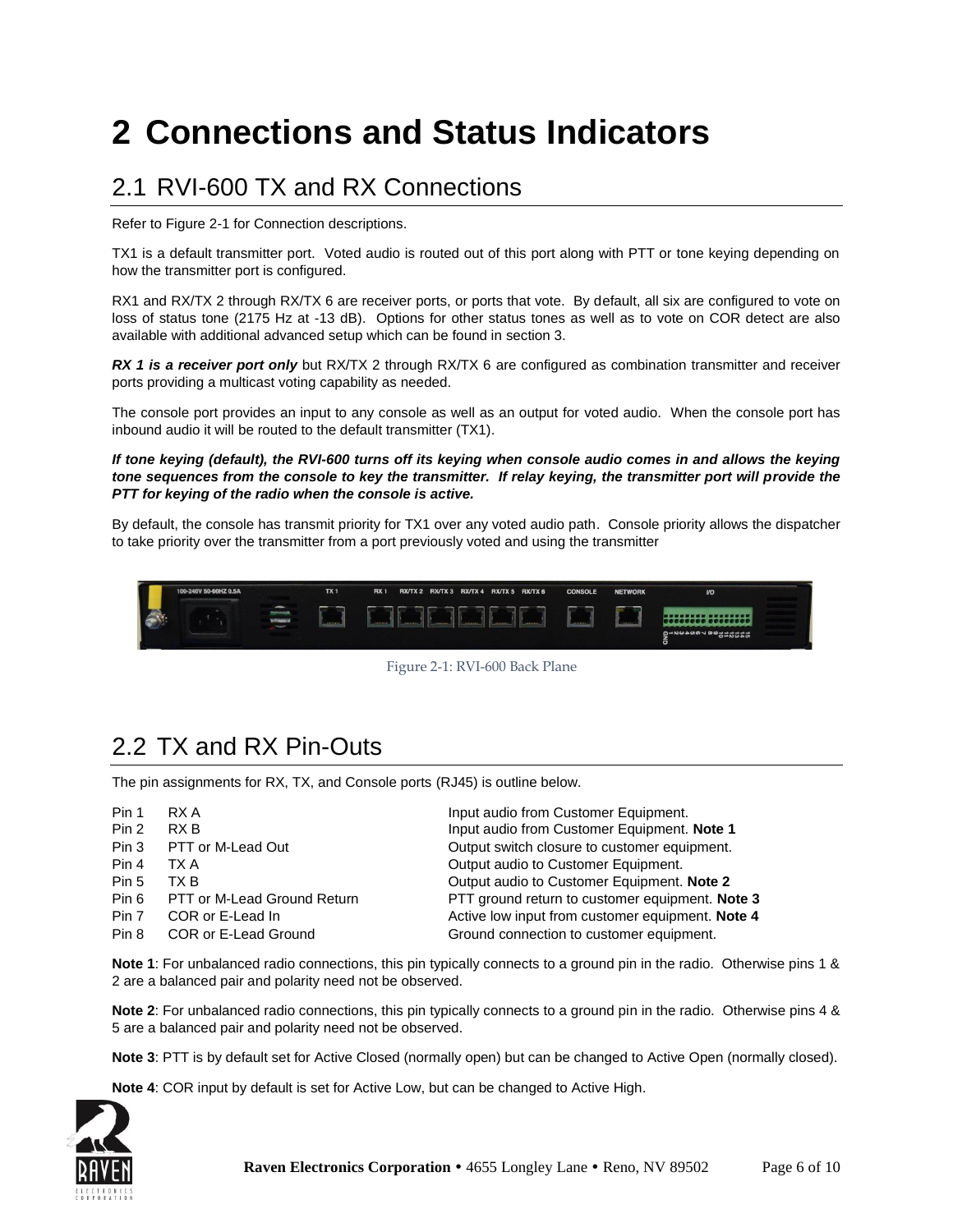# 2 Connections and Status Indicators

## 2.1 RVI-600 TX and RX Connections

Refer to Figure 2-1 for Connection descriptions.

TX1 is a default transmitter port. Voted audio is routed out of this port along with PTT or tone keying depending on how the transmitter port is configured.

RX1 and RX/TX 2 through RX/TX 6 are receiver ports, or ports that vote. By default, all six are configured to vote on loss of status tone (2175 Hz at -13 dB). Options for other status tones as well as to vote on COR detect are also available with additional advanced setup which can be found in section 3.

***RX 1 is a receiver port only*** but RX/TX 2 through RX/TX 6 are configured as combination transmitter and receiver ports providing a multicast voting capability as needed.

The console port provides an input to any console as well as an output for voted audio. When the console port has inbound audio it will be routed to the default transmitter (TX1).

***If tone keying (default), the RVI-600 turns off its keying when console audio comes in and allows the keying tone sequences from the console to key the transmitter. If relay keying, the transmitter port will provide the PTT for keying of the radio when the console is active.***

By default, the console has transmit priority for TX1 over any voted audio path. Console priority allows the dispatcher to take priority over the transmitter from a port previously voted and using the transmitter

Figure 2-1: RVI-600 Back Plane

## 2.2 TX and RX Pin-Outs

The pin assignments for RX, TX, and Console ports (RJ45) is outline below.

| Pin | Signal | Description |
|---|---|---|
| Pin 1 | RX A | Input audio from Customer Equipment. |
| Pin 2 | RX B | Input audio from Customer Equipment. **Note 1** |
| Pin 3 | PTT or M-Lead Out | Output switch closure to customer equipment. |
| Pin 4 | TX A | Output audio to Customer Equipment. |
| Pin 5 | TX B | Output audio to Customer Equipment. **Note 2** |
| Pin 6 | PTT or M-Lead Ground Return | PTT ground return to customer equipment. **Note 3** |
| Pin 7 | COR or E-Lead In | Active low input from customer equipment. **Note 4** |
| Pin 8 | COR or E-Lead Ground | Ground connection to customer equipment. |

**Note 1**: For unbalanced radio connections, this pin typically connects to a ground pin in the radio. Otherwise pins 1 & 2 are a balanced pair and polarity need not be observed.

**Note 2**: For unbalanced radio connections, this pin typically connects to a ground pin in the radio. Otherwise pins 4 & 5 are a balanced pair and polarity need not be observed.

**Note 3**: PTT is by default set for Active Closed (normally open) but can be changed to Active Open (normally closed).

**Note 4**: COR input by default is set for Active Low, but can be changed to Active High.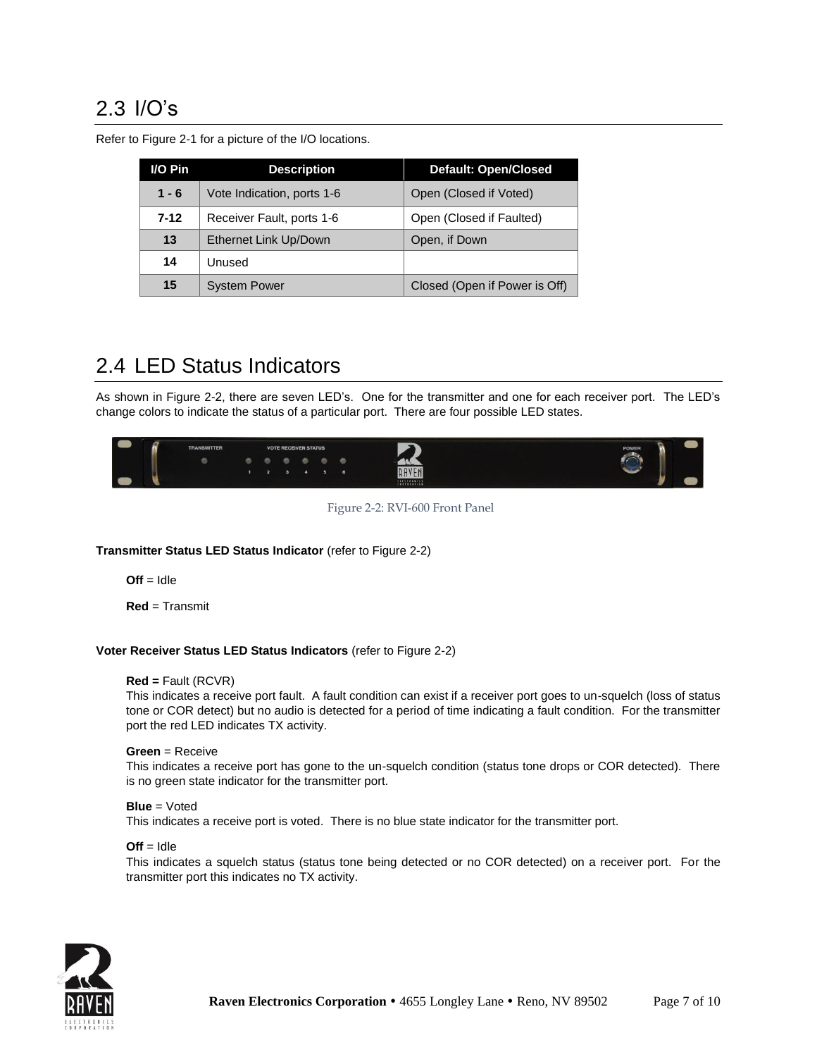## 2.3 I/O's

Refer to Figure 2-1 for a picture of the I/O locations.

| I/O Pin | Description | Default: Open/Closed |
|---|---|---|
| **1 - 6** | Vote Indication, ports 1-6 | Open (Closed if Voted) |
| **7-12** | Receiver Fault, ports 1-6 | Open (Closed if Faulted) |
| **13** | Ethernet Link Up/Down | Open, if Down |
| **14** | Unused | |
| **15** | System Power | Closed (Open if Power is Off) |

## 2.4 LED Status Indicators

As shown in Figure 2-2, there are seven LED's. One for the transmitter and one for each receiver port. The LED's change colors to indicate the status of a particular port. There are four possible LED states.

Figure 2-2: RVI-600 Front Panel

**Transmitter Status LED Status Indicator** (refer to Figure 2-2)

**Off** = Idle

**Red** = Transmit

**Voter Receiver Status LED Status Indicators** (refer to Figure 2-2)

**Red =** Fault (RCVR)
This indicates a receive port fault. A fault condition can exist if a receiver port goes to un-squelch (loss of status tone or COR detect) but no audio is detected for a period of time indicating a fault condition. For the transmitter port the red LED indicates TX activity.

**Green** = Receive
This indicates a receive port has gone to the un-squelch condition (status tone drops or COR detected). There is no green state indicator for the transmitter port.

**Blue** = Voted
This indicates a receive port is voted. There is no blue state indicator for the transmitter port.

**Off** = Idle
This indicates a squelch status (status tone being detected or no COR detected) on a receiver port. For the transmitter port this indicates no TX activity.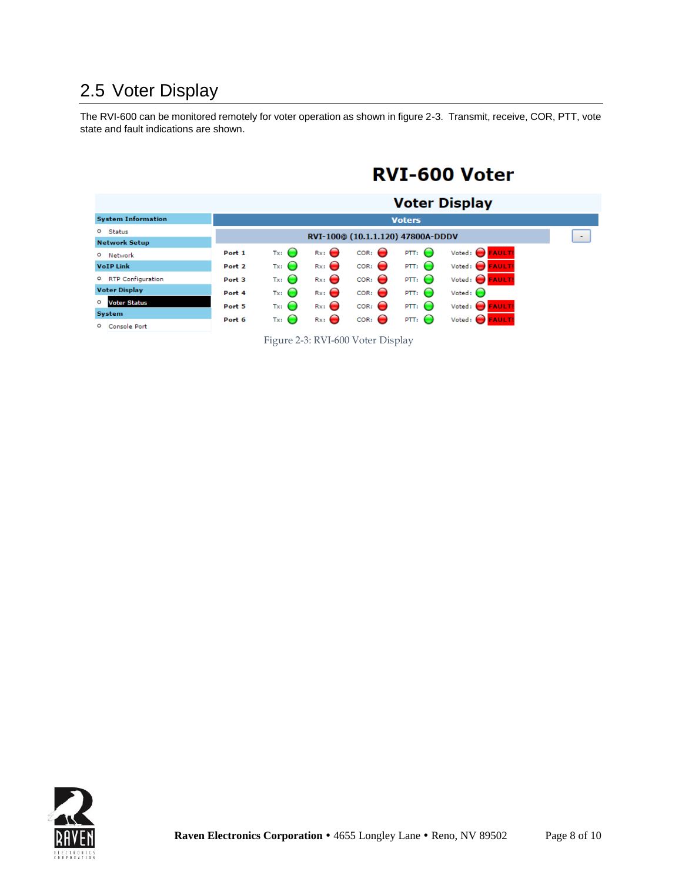## 2.5 Voter Display

The RVI-600 can be monitored remotely for voter operation as shown in figure 2-3. Transmit, receive, COR, PTT, vote state and fault indications are shown.

Figure 2-3: RVI-600 Voter Display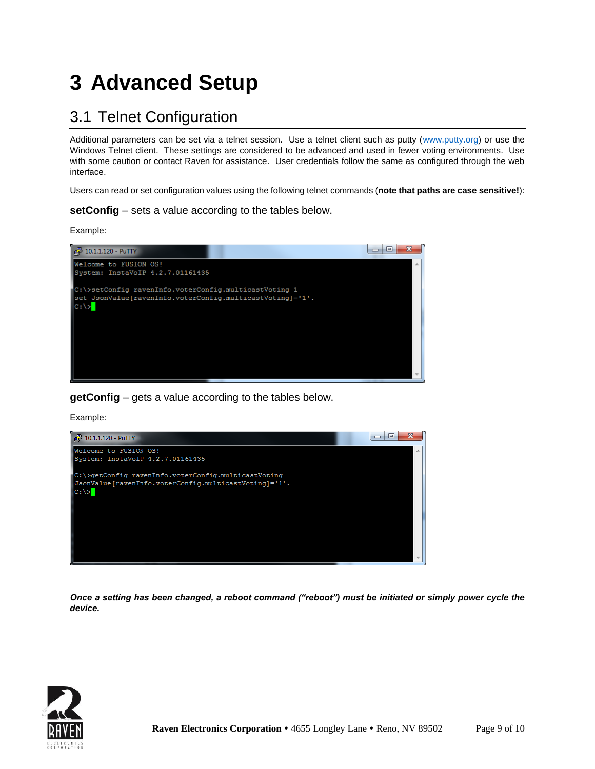# 3 Advanced Setup

## 3.1 Telnet Configuration

Additional parameters can be set via a telnet session. Use a telnet client such as putty (www.putty.org) or use the Windows Telnet client. These settings are considered to be advanced and used in fewer voting environments. Use with some caution or contact Raven for assistance. User credentials follow the same as configured through the web interface.

Users can read or set configuration values using the following telnet commands (**note that paths are case sensitive!**):

**setConfig** – sets a value according to the tables below.

Example:

```
Welcome to FUSION OS!
System: InstaVoIP 4.2.7.01161435

C:\>setConfig ravenInfo.voterConfig.multicastVoting 1
set JsonValue[ravenInfo.voterConfig.multicastVoting]='1'.
C:\>
```

**getConfig** – gets a value according to the tables below.

Example:

```
Welcome to FUSION OS!
System: InstaVoIP 4.2.7.01161435

C:\>getConfig ravenInfo.voterConfig.multicastVoting
JsonValue[ravenInfo.voterConfig.multicastVoting]='1'.
C:\>
```

***Once a setting has been changed, a reboot command ("reboot") must be initiated or simply power cycle the device.***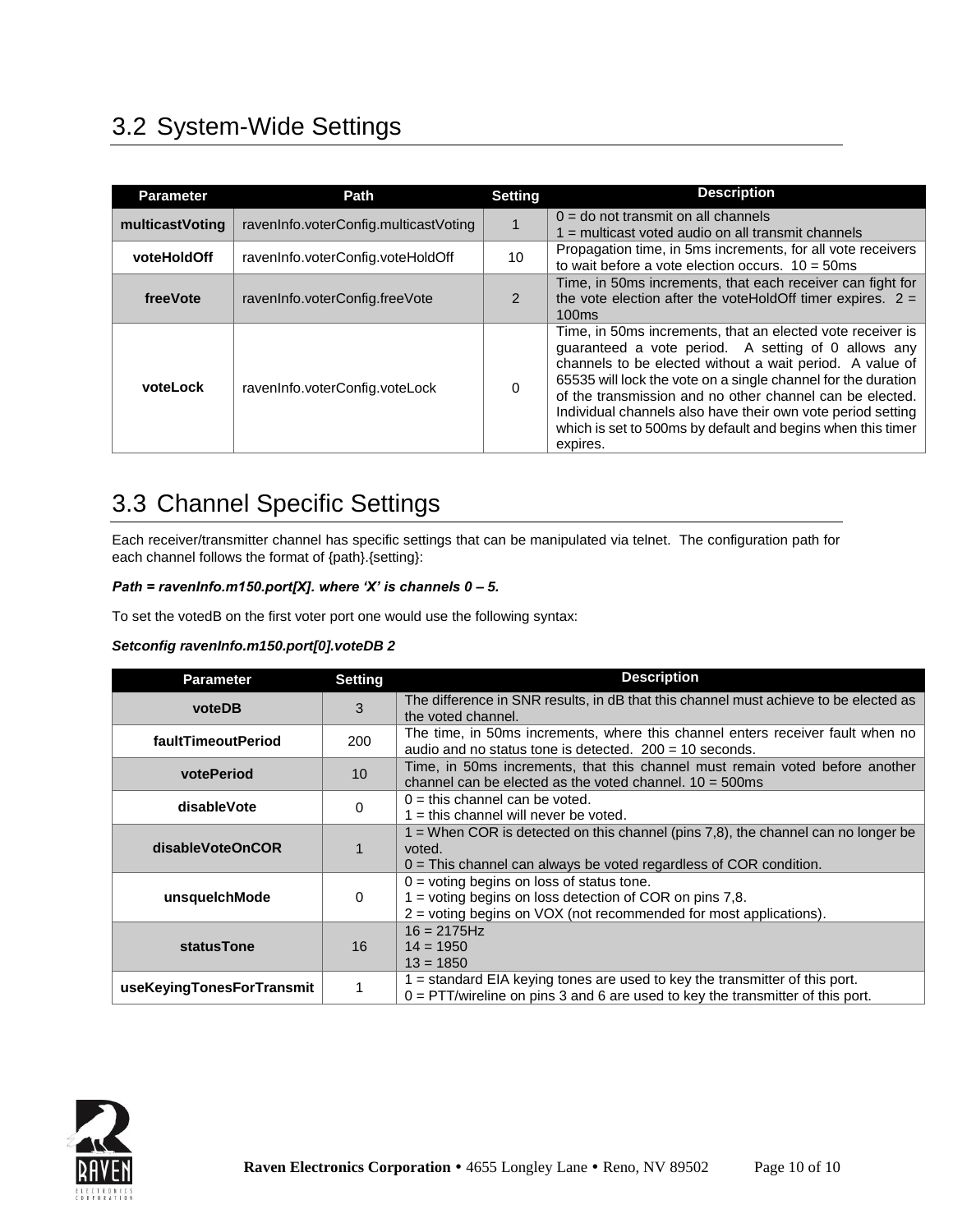## 3.2 System-Wide Settings

| Parameter | Path | Setting | Description |
|---|---|---|---|
| **multicastVoting** | ravenInfo.voterConfig.multicastVoting | 1 | 0 = do not transmit on all channels<br>1 = multicast voted audio on all transmit channels |
| **voteHoldOff** | ravenInfo.voterConfig.voteHoldOff | 10 | Propagation time, in 5ms increments, for all vote receivers to wait before a vote election occurs. 10 = 50ms |
| **freeVote** | ravenInfo.voterConfig.freeVote | 2 | Time, in 50ms increments, that each receiver can fight for the vote election after the voteHoldOff timer expires. 2 = 100ms |
| **voteLock** | ravenInfo.voterConfig.voteLock | 0 | Time, in 50ms increments, that an elected vote receiver is guaranteed a vote period. A setting of 0 allows any channels to be elected without a wait period. A value of 65535 will lock the vote on a single channel for the duration of the transmission and no other channel can be elected. Individual channels also have their own vote period setting which is set to 500ms by default and begins when this timer expires. |

## 3.3 Channel Specific Settings

Each receiver/transmitter channel has specific settings that can be manipulated via telnet. The configuration path for each channel follows the format of {path}.{setting}:

***Path = ravenInfo.m150.port[X]. where 'X' is channels 0 – 5.***

To set the votedB on the first voter port one would use the following syntax:

***Setconfig ravenInfo.m150.port[0].voteDB 2***

| Parameter | Setting | Description |
|---|---|---|
| **voteDB** | 3 | The difference in SNR results, in dB that this channel must achieve to be elected as the voted channel. |
| **faultTimeoutPeriod** | 200 | The time, in 50ms increments, where this channel enters receiver fault when no audio and no status tone is detected. 200 = 10 seconds. |
| **votePeriod** | 10 | Time, in 50ms increments, that this channel must remain voted before another channel can be elected as the voted channel. 10 = 500ms |
| **disableVote** | 0 | 0 = this channel can be voted.<br>1 = this channel will never be voted. |
| **disableVoteOnCOR** | 1 | 1 = When COR is detected on this channel (pins 7,8), the channel can no longer be voted.<br>0 = This channel can always be voted regardless of COR condition. |
| **unsquelchMode** | 0 | 0 = voting begins on loss of status tone.<br>1 = voting begins on loss detection of COR on pins 7,8.<br>2 = voting begins on VOX (not recommended for most applications). |
| **statusTone** | 16 | 16 = 2175Hz<br>14 = 1950<br>13 = 1850 |
| **useKeyingTonesForTransmit** | 1 | 1 = standard EIA keying tones are used to key the transmitter of this port.<br>0 = PTT/wireline on pins 3 and 6 are used to key the transmitter of this port. |